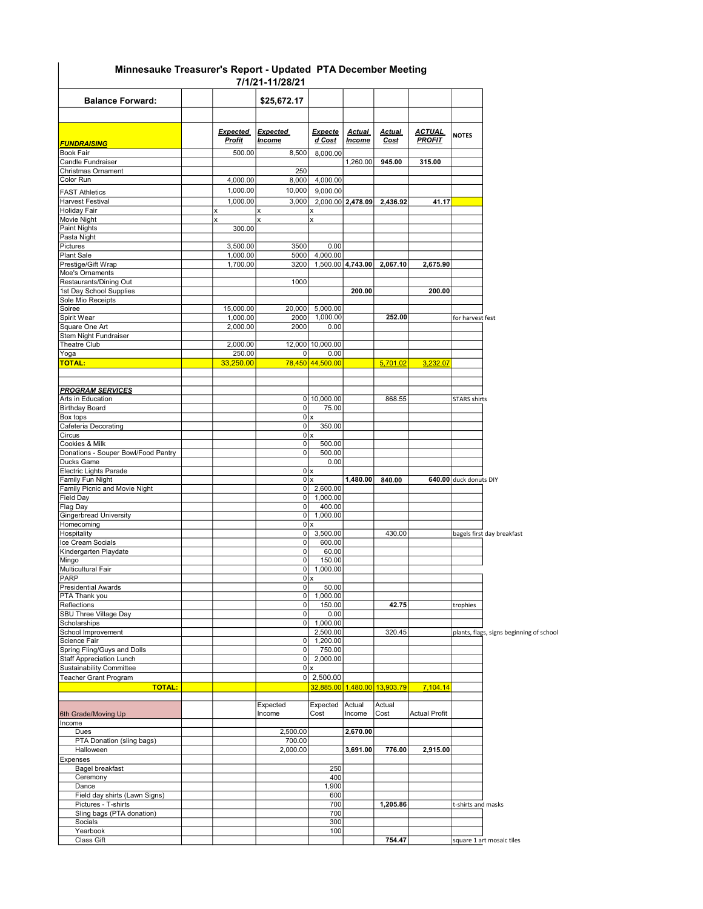# Minnesauke Treasurer's Report - Updated PTA December Meeting

## 7/1/21-11/28/21

| Balance Forward: | | | $25,672.17 | | | | | |
|---|---|---|---|---|---|---|---|---|
| | | | | | | | | |
| ***FUNDRAISING*** | | ***Expected Profit*** | ***Expected Income*** | ***Expected Cost*** | ***Actual Income*** | ***Actual Cost*** | ***ACTUAL PROFIT*** | **NOTES** |
| Book Fair | | 500.00 | 8,500 | 8,000.00 | | | | |
| Candle Fundraiser | | | | | 1,260.00 | **945.00** | **315.00** | |
| Christmas Ornament | | | 250 | | | | | |
| Color Run | | 4,000.00 | 8,000 | 4,000.00 | | | | |
| FAST Athletics | | 1,000.00 | 10,000 | 9,000.00 | | | | |
| Harvest Festival | | 1,000.00 | 3,000 | 2,000.00 | **2,478.09** | **2,436.92** | **41.17** | |
| Holiday Fair | | x | x | x | | | | |
| Movie Night | | x | x | x | | | | |
| Paint Nights | | 300.00 | | | | | | |
| Pasta Night | | | | | | | | |
| Pictures | | 3,500.00 | 3500 | 0.00 | | | | |
| Plant Sale | | 1,000.00 | 5000 | 4,000.00 | | | | |
| Prestige/Gift Wrap | | 1,700.00 | 3200 | 1,500.00 | **4,743.00** | **2,067.10** | **2,675.90** | |
| Moe's Ornaments | | | | | | | | |
| Restaurants/Dining Out | | | 1000 | | | | | |
| 1st Day School Supplies | | | | | **200.00** | | **200.00** | |
| Sole Mio Receipts | | | | | | | | |
| Soiree | | 15,000.00 | 20,000 | 5,000.00 | | | | |
| Spirit Wear | | 1,000.00 | 2000 | 1,000.00 | | **252.00** | | for harvest fest |
| Square One Art | | 2,000.00 | 2000 | 0.00 | | | | |
| Stem Night Fundraiser | | | | | | | | |
| Theatre Club | | 2,000.00 | | 12,000 | 10,000.00 | | | |
| Yoga | | 250.00 | 0 | 0.00 | | | | |
| **TOTAL:** | | 33,250.00 | 78,450 | 44,500.00 | | 5,701.02 | 3,232.07 | |
| | | | | | | | | |
| | | | | | | | | |
| ***PROGRAM SERVICES*** | | | | | | | | |
| Arts in Education | | | 0 | 10,000.00 | | 868.55 | | STARS shirts |
| Birthday Board | | | 0 | 75.00 | | | | |
| Box tops | | | 0 | x | | | | |
| Cafeteria Decorating | | | 0 | 350.00 | | | | |
| Circus | | | 0 | x | | | | |
| Cookies & Milk | | | 0 | 500.00 | | | | |
| Donations - Souper Bowl/Food Pantry | | | 0 | 500.00 | | | | |
| Ducks Game | | | | 0.00 | | | | |
| Electric Lights Parade | | | 0 | x | | | | |
| Family Fun Night | | | 0 | x | **1,480.00** | **840.00** | **640.00** | duck donuts DIY |
| Family Picnic and Movie Night | | | 0 | 2,600.00 | | | | |
| Field Day | | | 0 | 1,000.00 | | | | |
| Flag Day | | | 0 | 400.00 | | | | |
| Gingerbread University | | | 0 | 1,000.00 | | | | |
| Homecoming | | | 0 | x | | | | |
| Hospitality | | | 0 | 3,500.00 | | 430.00 | | bagels first day breakfast |
| Ice Cream Socials | | | 0 | 600.00 | | | | |
| Kindergarten Playdate | | | 0 | 60.00 | | | | |
| Mingo | | | 0 | 150.00 | | | | |
| Multicultural Fair | | | 0 | 1,000.00 | | | | |
| PARP | | | 0 | x | | | | |
| Presidential Awards | | | 0 | 50.00 | | | | |
| PTA Thank you | | | 0 | 1,000.00 | | | | |
| Reflections | | | 0 | 150.00 | | **42.75** | | trophies |
| SBU Three Village Day | | | 0 | 0.00 | | | | |
| Scholarships | | | 0 | 1,000.00 | | | | |
| School Improvement | | | | 2,500.00 | | 320.45 | | plants, flags, signs beginning of school |
| Science Fair | | | 0 | 1,200.00 | | | | |
| Spring Fling/Guys and Dolls | | | 0 | 750.00 | | | | |
| Staff Appreciation Lunch | | | 0 | 2,000.00 | | | | |
| Sustainability Committee | | | 0 | x | | | | |
| Teacher Grant Program | | | 0 | 2,500.00 | | | | |
| **TOTAL:** | | | | 32,885.00 | 1,480.00 | 13,903.79 | 7,104.14 | |
| | | | | | | | | |
| 6th Grade/Moving Up | | | Expected Income | Expected Cost | Actual Income | Actual Cost | Actual Profit | |
| Income | | | | | | | | |
| Dues | | | 2,500.00 | | **2,670.00** | | | |
| PTA Donation (sling bags) | | | 700.00 | | | | | |
| Halloween | | | 2,000.00 | | **3,691.00** | **776.00** | **2,915.00** | |
| Expenses | | | | | | | | |
| Bagel breakfast | | | | 250 | | | | |
| Ceremony | | | | 400 | | | | |
| Dance | | | | 1,900 | | | | |
| Field day shirts (Lawn Signs) | | | | 600 | | | | |
| Pictures - T-shirts | | | | 700 | | **1,205.86** | | t-shirts and masks |
| Sling bags (PTA donation) | | | | 700 | | | | |
| Socials | | | | 300 | | | | |
| Yearbook | | | | 100 | | | | |
| Class Gift | | | | | | **754.47** | | square 1 art mosaic tiles |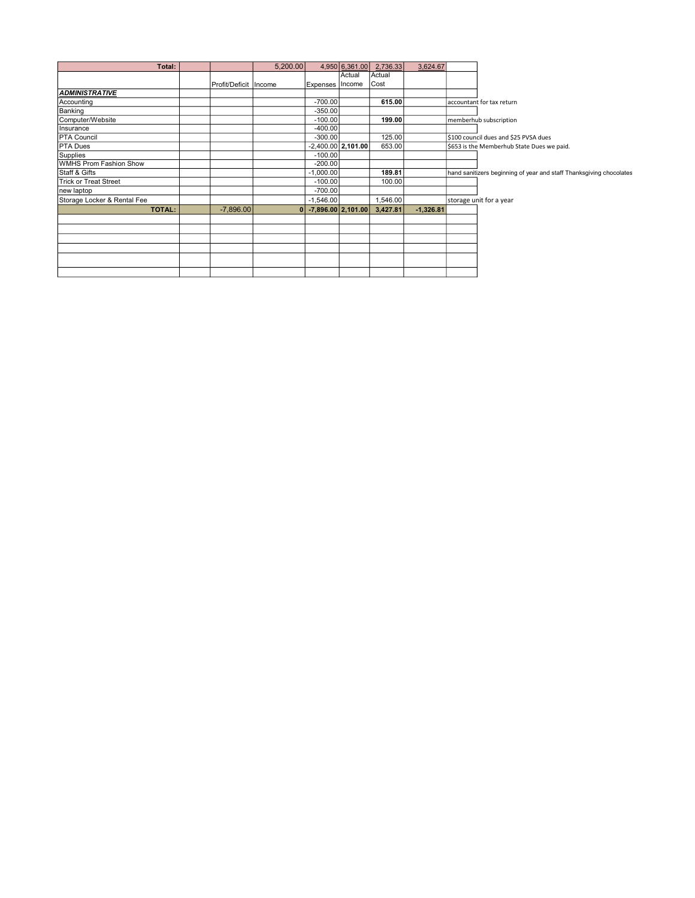| Total: | | | 5,200.00 | 4,950 | 6,361.00 | 2,736.33 | 3,624.67 | |
|---|---|---|---|---|---|---|---|---|
| | | Profit/Deficit | Income | Expenses | Actual Income | Actual Cost | | |
| ***ADMINISTRATIVE*** | | | | | | | | |
| Accounting | | | | -700.00 | | **615.00** | | accountant for tax return |
| Banking | | | | -350.00 | | | | |
| Computer/Website | | | | -100.00 | | **199.00** | | memberhub subscription |
| Insurance | | | | -400.00 | | | | |
| PTA Council | | | | -300.00 | | 125.00 | | $100 council dues and $25 PVSA dues |
| PTA Dues | | | | -2,400.00 | **2,101.00** | 653.00 | | $653 is the Memberhub State Dues we paid. |
| Supplies | | | | -100.00 | | | | |
| WMHS Prom Fashion Show | | | | -200.00 | | | | |
| Staff & Gifts | | | | -1,000.00 | | **189.81** | | hand sanitizers beginning of year and staff Thanksgiving chocolates |
| Trick or Treat Street | | | | -100.00 | | 100.00 | | |
| new laptop | | | | -700.00 | | | | |
| Storage Locker & Rental Fee | | | | -1,546.00 | | 1,546.00 | | storage unit for a year |
| **TOTAL:** | | -7,896.00 | **0** | **-7,896.00** | **2,101.00** | **3,427.81** | **-1,326.81** | |